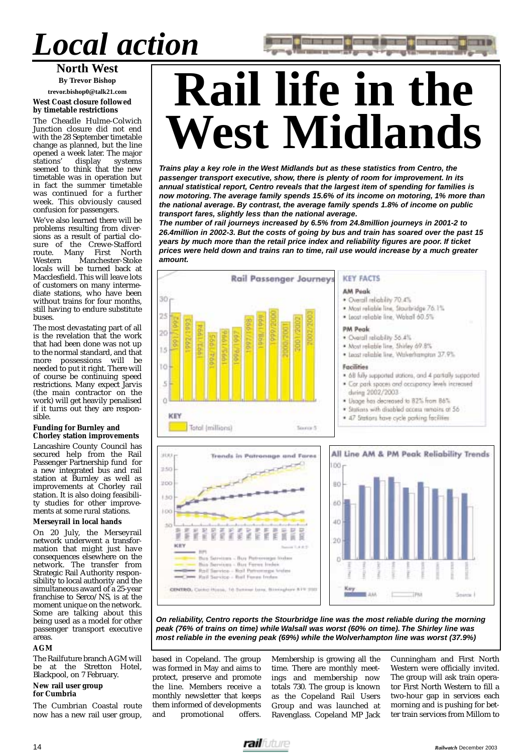# Local action

## North West

**By Trevor Bishop**

**trevor.bishop0@talk21.com**

### West Coast closure followed by timetable restrictions

The Cheadle Hulme-Colwich Junction closure did not end with the 28 September timetable change as planned, but the line opened a week later. The major stations' display systems seemed to think that the new timetable was in operation but in fact the summer timetable was continued for a further week. This obviously caused confusion for passengers.

We've also learned there will be problems resulting from diversions as a result of partial closure of the Crewe-Stafford route. Many First North Western Manchester-Stoke locals will be turned back at Macclesfield. This will leave lots of customers on many intermediate stations, who have been without trains for four months, still having to endure substitute buses.

The most devastating part of all is the revelation that the work that had been done was not up to the normal standard, and that more possessions will be needed to put it right. There will of course be continuing speed restrictions. Many expect Jarvis (the main contractor on the work) will get heavily penalised if it turns out they are responsible.

### Funding for Burnley and Chorley station improvements

Lancashire County Council has secured help from the Rail Passenger Partnership fund for a new integrated bus and rail station at Burnley as well as improvements at Chorley rail station. It is also doing feasibility studies for other improvements at some rural stations.

### Merseyrail in local hands

On 20 July, the Merseyrail network underwent a transformation that might just have consequences elsewhere on the network. The transfer from Strategic Rail Authority responsibility to local authority and the simultaneous award of a 25-year franchise to Serco/NS, is at the moment unique on the network. Some are talking about this being used as a model for other passenger transport executive areas.

### AGM

The Railfuture branch AGM will be at the Stretton Hotel, Blackpool, on 7 February.

### New rail user group for Cumbria

The Cumbrian Coastal route now has a new rail user group, based in Copeland. The group was formed in May and aims to protect, preserve and promote the line. Members receive a monthly newsletter that keeps them informed of developments and promotional offers. Membership is growing all the time. There are monthly meetings and membership now totals 730. The group is known as the Copeland Rail Users Group and was launched at Ravenglass. Copeland MP Jack Cunningham and First North Western were officially invited. The group will ask train operator First North Western to fill a two-hour gap in services each morning and is pushing for better train services from Millom to

# Rail life in the West Midlands

***Trains play a key role in the West Midlands but as these statistics from Centro, the passenger transport executive, show, there is plenty of room for improvement. In its annual statistical report, Centro reveals that the largest item of spending for families is now motoring. The average family spends 15.6% of its income on motoring, 1% more than the national average. By contrast, the average family spends 1.8% of income on public transport fares, slightly less than the national average.***

***The number of rail journeys increased by 6.5% from 24.8million journeys in 2001-2 to 26.4million in 2002-3. But the costs of going by bus and train has soared over the past 15 years by much more than the retail price index and reliability figures are poor. If ticket prices were held down and trains ran to time, rail use would increase by a much greater amount.***

**Rail Passenger Journeys**

Years: 1991/1992, 1992/1993, 1993/1994, 1994/1995, 1995/1996, 1996/1997, 1997/1998, 1998/1999, 1999/2000, 2000/2001, 2001/2002, 2002/2003

Key: Total (millions)

Source 5

**KEY FACTS**

**AM Peak**

- Overall reliability 70.4%
- Most reliable line, Stourbridge 76.1%
- Least reliable line, Walsall 60.5%

**PM Peak**

- Overall reliability 56.4%
- Most reliable line, Shirley 69.8%
- Least reliable line, Wolverhampton 37.9%

**Facilities**

- 68 fully supported stations, and 4 partially supported
- Car park spaces and occupancy levels increased during 2002/2003
- Usage has decreased to 82% from 86%
- Stations with disabled access remains at 56
- 47 Stations have cycle parking facilities

**Trends in Patronage and Fares**

Key:
- RPI
- Bus Services – Bus Patronage Index
- Bus Services – Bus Fares Index
- Rail Service – Rail Patronage Index
- Rail Service – Rail Fares Index

CENTRO, Centro House, 16 Summer Lane, Birmingham B19 3SD

**All Line AM & PM Peak Reliability Trends**

Key: AM, PM

Source 1

***On reliability, Centro reports the Stourbridge line was the most reliable during the morning peak (76% of trains on time) while Walsall was worst (60% on time). The Shirley line was most reliable in the evening peak (69%) while the Wolverhampton line was worst (37.9%)***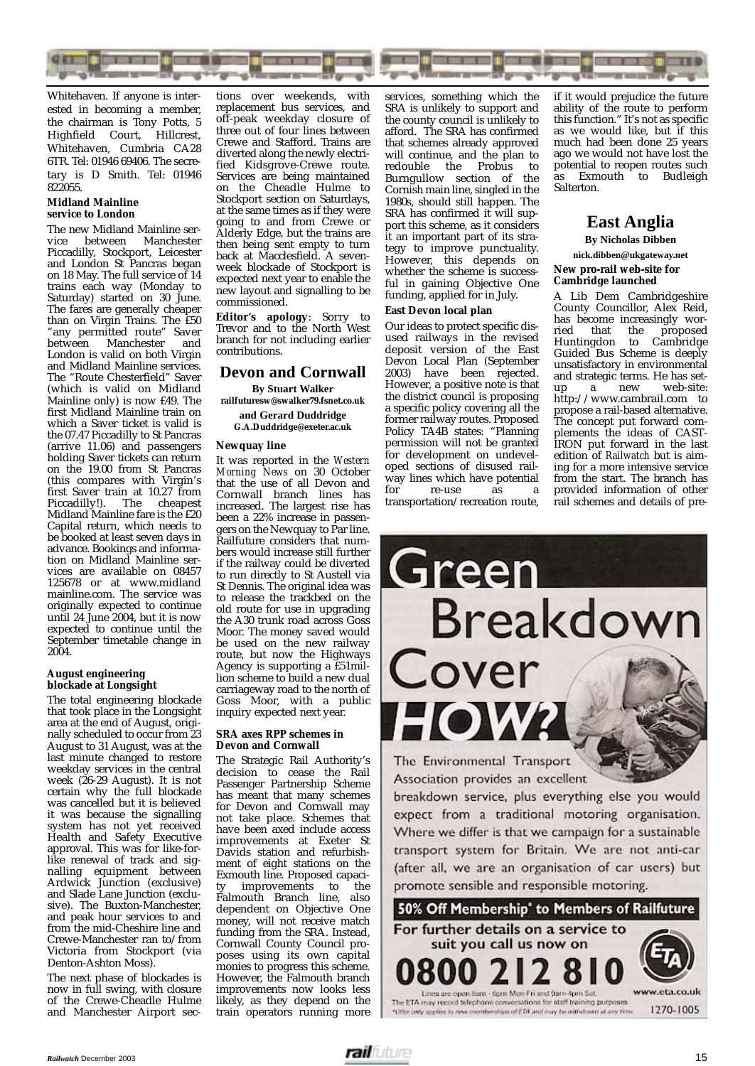Whitehaven. If anyone is interested in becoming a member, the chairman is Tony Potts, 5 Highfield Court, Hillcrest, Whitehaven, Cumbria CA28 6TR. Tel: 01946 69406. The secretary is D Smith. Tel: 01946 822055.

### Midland Mainline service to London

The new Midland Mainline service between Manchester Piccadilly, Stockport, Leicester and London St Pancras began on 18 May. The full service of 14 trains each way (Monday to Saturday) started on 30 June. The fares are generally cheaper than on Virgin Trains. The £50 "any permitted route" Saver between Manchester and London is valid on both Virgin and Midland Mainline services. The "Route Chesterfield" Saver (which is valid on Midland Mainline only) is now £49. The first Midland Mainline train on which a Saver ticket is valid is the 07.47 Piccadilly to St Pancras (arrive 11.06) and passengers holding Saver tickets can return on the 19.00 from St Pancras (this compares with Virgin's first Saver train at 10.27 from Piccadilly!). The cheapest Midland Mainline fare is the £20 Capital return, which needs to be booked at least seven days in advance. Bookings and information on Midland Mainline services are available on 08457 125678 or at www.midlandmainline.com. The service was originally expected to continue until 24 June 2004, but it is now expected to continue until the September timetable change in 2004.

### August engineering blockade at Longsight

The total engineering blockade that took place in the Longsight area at the end of August, originally scheduled to occur from 23 August to 31 August, was at the last minute changed to restore weekday services in the central week (26-29 August). It is not certain why the full blockade was cancelled but it is believed it was because the signalling system has not yet received Health and Safety Executive approval. This was for like-for-like renewal of track and signalling equipment between Ardwick Junction (exclusive) and Slade Lane Junction (exclusive). The Buxton-Manchester, and peak hour services to and from the mid-Cheshire line and Crewe-Manchester ran to/from Victoria from Stockport (via Denton-Ashton Moss).

The next phase of blockades is now in full swing, with closure of the Crewe-Cheadle Hulme and Manchester Airport sections over weekends, with replacement bus services, and off-peak weekday closure of three out of four lines between Crewe and Stafford. Trains are diverted along the newly electrified Kidsgrove-Crewe route. Services are being maintained on the Cheadle Hulme to Stockport section on Saturdays, at the same times as if they were going to and from Crewe or Alderly Edge, but the trains are then being sent empty to turn back at Macclesfield. A seven-week blockade of Stockport is expected next year to enable the new layout and signalling to be commissioned.

**Editor's apology**: Sorry to Trevor and to the North West branch for not including earlier contributions.

## Devon and Cornwall

**By Stuart Walker**
**railfuturesw@swalker79.fsnet.co.uk**
**and Gerard Duddridge**
**G.A.Duddridge@exeter.ac.uk**

### Newquay line

It was reported in the *Western Morning News* on 30 October that the use of all Devon and Cornwall branch lines has increased. The largest rise has been a 22% increase in passengers on the Newquay to Par line. Railfuture considers that numbers would increase still further if the railway could be diverted to run directly to St Austell via St Dennis. The original idea was to release the trackbed on the old route for use in upgrading the A30 trunk road across Goss Moor. The money saved would be used on the new railway route, but now the Highways Agency is supporting a £51million scheme to build a new dual carriageway road to the north of Goss Moor, with a public inquiry expected next year.

### SRA axes RPP schemes in Devon and Cornwall

The Strategic Rail Authority's decision to cease the Rail Passenger Partnership Scheme has meant that many schemes for Devon and Cornwall may not take place. Schemes that have been axed include access improvements at Exeter St Davids station and refurbishment of eight stations on the Exmouth line. Proposed capacity improvements to the Falmouth Branch line, also dependent on Objective One money, will not receive match funding from the SRA. Instead, Cornwall County Council proposes using its own capital monies to progress this scheme. However, the Falmouth branch improvements now looks less likely, as they depend on the train operators running more services, something which the SRA is unlikely to support and the county council is unlikely to afford. The SRA has confirmed that schemes already approved will continue, and the plan to redouble the Probus to Burngullow section of the Cornish main line, singled in the 1980s, should still happen. The SRA has confirmed it will support this scheme, as it considers it an important part of its strategy to improve punctuality. However, this depends on whether the scheme is successful in gaining Objective One funding, applied for in July.

### East Devon local plan

Our ideas to protect specific disused railways in the revised deposit version of the East Devon Local Plan (September 2003) have been rejected. However, a positive note is that the district council is proposing a specific policy covering all the former railway routes. Proposed Policy TA4B states: "Planning permission will not be granted for development on undeveloped sections of disused railway lines which have potential for re-use as a transportation/recreation route, if it would prejudice the future ability of the route to perform this function." It's not as specific as we would like, but if this much had been done 25 years ago we would not have lost the potential to reopen routes such as Exmouth to Budleigh Salterton.

## East Anglia

**By Nicholas Dibben**
**nick.dibben@ukgateway.net**

### New pro-rail web-site for Cambridge launched

A Lib Dem Cambridgeshire County Councillor, Alex Reid, has become increasingly worried that the proposed Huntingdon to Cambridge Guided Bus Scheme is deeply unsatisfactory in environmental and strategic terms. He has set-up a new web-site: http://www.cambrail.com to propose a rail-based alternative. The concept put forward complements the ideas of CAST-IRON put forward in the last edition of *Railwatch* but is aiming for a more intensive service from the start. The branch has provided information of other rail schemes and details of pre-

Green Breakdown Cover HOW?

The Environmental Transport Association provides an excellent breakdown service, plus everything else you would expect from a traditional motoring organisation. Where we differ is that we campaign for a sustainable transport system for Britain. We are not anti-car (after all, we are an organisation of car users) but promote sensible and responsible motoring.

**50% Off Membership\* to Members of Railfuture**

For further details on a service to suit you call us now on

**0800 212 810**

Lines are open 8am - 6pm Mon-Fri and 9am-4pm Sat.
The ETA may record telephone conversations for staff training purposes
\*Offer only applies to new memberships of ETA and may be withdrawn at any time

www.eta.co.uk

1270-1005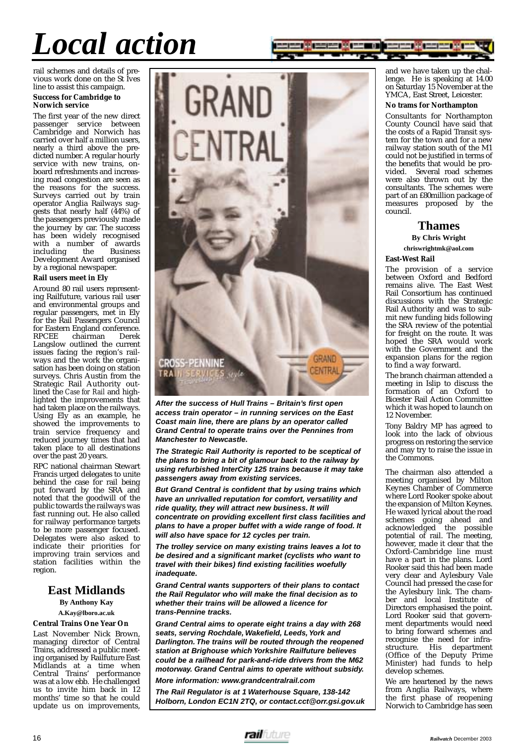# Local action

rail schemes and details of previous work done on the St Ives line to assist this campaign.

**Success for Cambridge to Norwich service**

The first year of the new direct passenger service between Cambridge and Norwich has carried over half a million users, nearly a third above the predicted number. A regular hourly service with new trains, on-board refreshments and increasing road congestion are seen as the reasons for the success. Surveys carried out by train operator Anglia Railways suggests that nearly half (44%) of the passengers previously made the journey by car. The success has been widely recognised with a number of awards including the Business Development Award organised by a regional newspaper.

**Rail users meet in Ely**

Around 80 rail users representing Railfuture, various rail user and environmental groups and regular passengers, met in Ely for the Rail Passengers Council for Eastern England conference. RPCEE chairman Derek Langslow outlined the current issues facing the region's railways and the work the organisation has been doing on station surveys. Chris Austin from the Strategic Rail Authority outlined the *Case for Rail* and highlighted the improvements that had taken place on the railways. Using Ely as an example, he showed the improvements to train service frequency and reduced journey times that had taken place to all destinations over the past 20 years.

RPC national chairman Stewart Francis urged delegates to unite behind the case for rail being put forward by the SRA and noted that the goodwill of the public towards the railways was fast running out. He also called for railway performance targets to be more passenger focused. Delegates were also asked to indicate their priorities for improving train services and station facilities within the region.

## East Midlands

**By Anthony Kay**

**A.Kay@lboro.ac.uk**

**Central Trains One Year On**

Last November Nick Brown, managing director of Central Trains, addressed a public meeting organised by Railfuture East Midlands at a time when Central Trains' performance was at a low ebb. He challenged us to invite him back in 12 months' time so that he could update us on improvements, and we have taken up the challenge. He is speaking at 14.00 on Saturday 15 November at the YMCA, East Street, Leicester.

**No trams for Northampton**

Consultants for Northampton County Council have said that the costs of a Rapid Transit system for the town and for a new railway station south of the M1 could not be justified in terms of the benefits that would be provided. Several road schemes were also thrown out by the consultants. The schemes were part of an £80million package of measures proposed by the council.

***After the success of Hull Trains – Britain's first open access train operator – in running services on the East Coast main line, there are plans by an operator called Grand Central to operate trains over the Pennines from Manchester to Newcastle.***

***The Strategic Rail Authority is reported to be sceptical of the plans to bring a bit of glamour back to the railway by using refurbished InterCity 125 trains because it may take passengers away from existing services.***

***But Grand Central is confident that by using trains which have an unrivalled reputation for comfort, versatility and ride quality, they will attract new business. It will concentrate on providing excellent first class facilities and plans to have a proper buffet with a wide range of food. It will also have space for 12 cycles per train.***

***The trolley service on many existing trains leaves a lot to be desired and a significant market (cyclists who want to travel with their bikes) find existing facilities woefully inadequate.***

***Grand Central wants supporters of their plans to contact the Rail Regulator who will make the final decision as to whether their trains will be allowed a licence for trans-Pennine tracks.***

***Grand Central aims to operate eight trains a day with 268 seats, serving Rochdale, Wakefield, Leeds, York and Darlington. The trains will be routed through the reopened station at Brighouse which Yorkshire Railfuture believes could be a railhead for park-and-ride drivers from the M62 motorway. Grand Central aims to operate without subsidy.***

***More information: www.grandcentralrail.com***

***The Rail Regulator is at 1 Waterhouse Square, 138-142 Holborn, London EC1N 2TQ, or contact.cct@orr.gsi.gov.uk***

## Thames

**By Chris Wright**

**chriswrightmk@aol.com**

**East-West Rail**

The provision of a service between Oxford and Bedford remains alive. The East West Rail Consortium has continued discussions with the Strategic Rail Authority and was to submit new funding bids following the SRA review of the potential for freight on the route. It was hoped the SRA would work with the Government and the expansion plans for the region to find a way forward.

The branch chairman attended a meeting in Islip to discuss the formation of an Oxford to Bicester Rail Action Committee which it was hoped to launch on 12 November.

Tony Baldry MP has agreed to look into the lack of obvious progress on restoring the service and may try to raise the issue in the Commons.

The chairman also attended a meeting organised by Milton Keynes Chamber of Commerce where Lord Rooker spoke about the expansion of Milton Keynes. He waxed lyrical about the road schemes going ahead and acknowledged the possible potential of rail. The meeting, however, made it clear that the Oxford-Cambridge line must have a part in the plans. Lord Rooker said this had been made very clear and Aylesbury Vale Council had pressed the case for the Aylesbury link. The chamber and local Institute of Directors emphasised the point. Lord Rooker said that government departments would need to bring forward schemes and recognise the need for infrastructure. His department (Office of the Deputy Prime Minister) had funds to help develop schemes.

We are heartened by the news from Anglia Railways, where the first phase of reopening Norwich to Cambridge has seen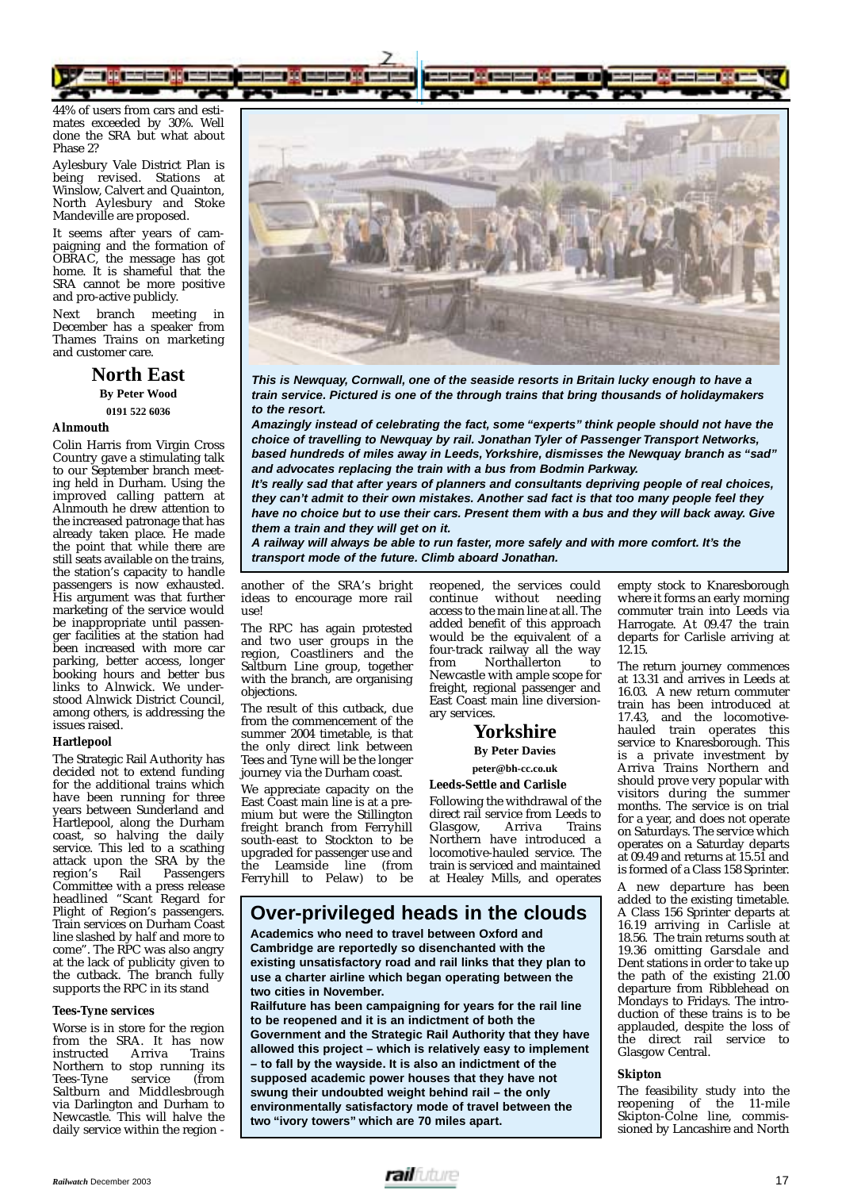44% of users from cars and estimates exceeded by 30%. Well done the SRA but what about Phase 2?

Aylesbury Vale District Plan is being revised. Stations at Winslow, Calvert and Quainton, North Aylesbury and Stoke Mandeville are proposed.

It seems after years of campaigning and the formation of OBRAC, the message has got home. It is shameful that the SRA cannot be more positive and pro-active publicly.

Next branch meeting in December has a speaker from Thames Trains on marketing and customer care.

## North East

**By Peter Wood**

**0191 522 6036**

### Alnmouth

Colin Harris from Virgin Cross Country gave a stimulating talk to our September branch meeting held in Durham. Using the improved calling pattern at Alnmouth he drew attention to the increased patronage that has already taken place. He made the point that while there are still seats available on the trains, the station's capacity to handle passengers is now exhausted. His argument was that further marketing of the service would be inappropriate until passenger facilities at the station had been increased with more car parking, better access, longer booking hours and better bus links to Alnwick. We understood Alnwick District Council, among others, is addressing the issues raised.

### Hartlepool

The Strategic Rail Authority has decided not to extend funding for the additional trains which have been running for three years between Sunderland and Hartlepool, along the Durham coast, so halving the daily service. This led to a scathing attack upon the SRA by the region's Rail Passengers Committee with a press release headlined "Scant Regard for Plight of Region's passengers. Train services on Durham Coast line slashed by half and more to come". The RPC was also angry at the lack of publicity given to the cutback. The branch fully supports the RPC in its stand

### Tees-Tyne services

Worse is in store for the region from the SRA. It has now instructed Arriva Trains Northern to stop running its Tees-Tyne service (from Saltburn and Middlesbrough via Darlington and Durham to Newcastle. This will halve the daily service within the region - another of the SRA's bright ideas to encourage more rail use!

The RPC has again protested and two user groups in the region, Coastliners and the Saltburn Line group, together with the branch, are organising objections.

The result of this cutback, due from the commencement of the summer 2004 timetable, is that the only direct link between Tees and Tyne will be the longer journey via the Durham coast.

We appreciate capacity on the East Coast main line is at a premium but were the Stillington freight branch from Ferryhill south-east to Stockton to be upgraded for passenger use and the Leamside line (from Ferryhill to Pelaw) to be reopened, the services could continue without needing access to the main line at all. The added benefit of this approach would be the equivalent of a four-track railway all the way from Northallerton to Newcastle with ample scope for freight, regional passenger and East Coast main line diversionary services.

***This is Newquay, Cornwall, one of the seaside resorts in Britain lucky enough to have a train service. Pictured is one of the through trains that bring thousands of holidaymakers to the resort.***

***Amazingly instead of celebrating the fact, some "experts" think people should not have the choice of travelling to Newquay by rail. Jonathan Tyler of Passenger Transport Networks, based hundreds of miles away in Leeds, Yorkshire, dismisses the Newquay branch as "sad" and advocates replacing the train with a bus from Bodmin Parkway.***

***It's really sad that after years of planners and consultants depriving people of real choices, they can't admit to their own mistakes. Another sad fact is that too many people feel they have no choice but to use their cars. Present them with a bus and they will back away. Give them a train and they will get on it.***

***A railway will always be able to run faster, more safely and with more comfort. It's the transport mode of the future. Climb aboard Jonathan.***

## Yorkshire

**By Peter Davies**

**peter@bh-cc.co.uk**

### Leeds-Settle and Carlisle

Following the withdrawal of the direct rail service from Leeds to Glasgow, Arriva Trains Northern have introduced a locomotive-hauled service. The train is serviced and maintained at Healey Mills, and operates empty stock to Knaresborough where it forms an early morning commuter train into Leeds via Harrogate. At 09.47 the train departs for Carlisle arriving at 12.15.

The return journey commences at 13.31 and arrives in Leeds at 16.03. A new return commuter train has been introduced at 17.43, and the locomotive-hauled train operates this service to Knaresborough. This is a private investment by Arriva Trains Northern and should prove very popular with visitors during the summer months. The service is on trial for a year, and does not operate on Saturdays. The service which operates on a Saturday departs at 09.49 and returns at 15.51 and is formed of a Class 158 Sprinter.

A new departure has been added to the existing timetable. A Class 156 Sprinter departs at 16.19 arriving in Carlisle at 18.56. The train returns south at 19.36 omitting Garsdale and Dent stations in order to take up the path of the existing 21.00 departure from Ribblehead on Mondays to Fridays. The introduction of these trains is to be applauded, despite the loss of the direct rail service to Glasgow Central.

### Skipton

The feasibility study into the reopening of the 11-mile Skipton-Colne line, commissioned by Lancashire and North

## Over-privileged heads in the clouds

**Academics who need to travel between Oxford and Cambridge are reportedly so disenchanted with the existing unsatisfactory road and rail links that they plan to use a charter airline which began operating between the two cities in November.**

**Railfuture has been campaigning for years for the rail line to be reopened and it is an indictment of both the Government and the Strategic Rail Authority that they have allowed this project – which is relatively easy to implement – to fall by the wayside. It is also an indictment of the supposed academic power houses that they have not swung their undoubted weight behind rail – the only environmentally satisfactory mode of travel between the two "ivory towers" which are 70 miles apart.**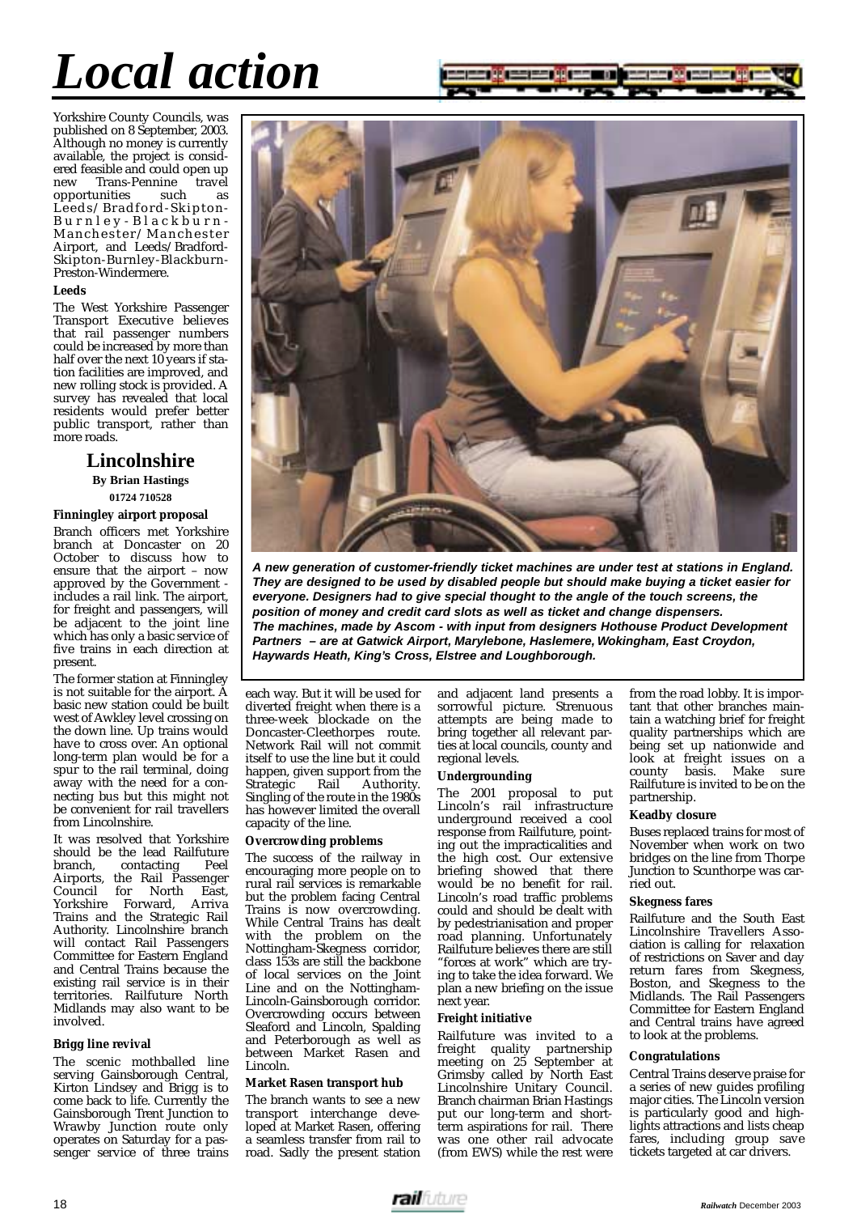# Local action

Yorkshire County Councils, was published on 8 September, 2003. Although no money is currently available, the project is considered feasible and could open up new Trans-Pennine travel opportunities such as Leeds/Bradford-Skipton-Burnley-Blackburn-Manchester/Manchester Airport, and Leeds/Bradford-Skipton-Burnley-Blackburn-Preston-Windermere.

**Leeds**

The West Yorkshire Passenger Transport Executive believes that rail passenger numbers could be increased by more than half over the next 10 years if station facilities are improved, and new rolling stock is provided. A survey has revealed that local residents would prefer better public transport, rather than more roads.

## Lincolnshire

**By Brian Hastings**

**01724 710528**

**Finningley airport proposal**

Branch officers met Yorkshire branch at Doncaster on 20 October to discuss how to ensure that the airport – now approved by the Government - includes a rail link. The airport, for freight and passengers, will be adjacent to the joint line which has only a basic service of five trains in each direction at present.

The former station at Finningley is not suitable for the airport. A basic new station could be built west of Awkley level crossing on the down line. Up trains would have to cross over. An optional long-term plan would be for a spur to the rail terminal, doing away with the need for a connecting bus but this might not be convenient for rail travellers from Lincolnshire.

It was resolved that Yorkshire should be the lead Railfuture branch, contacting Peel Airports, the Rail Passenger Council for North East, Yorkshire Forward, Arriva Trains and the Strategic Rail Authority. Lincolnshire branch will contact Rail Passengers Committee for Eastern England and Central Trains because the existing rail service is in their territories. Railfuture North Midlands may also want to be involved.

**Brigg line revival**

The scenic mothballed line serving Gainsborough Central, Kirton Lindsey and Brigg is to come back to life. Currently the Gainsborough Trent Junction to Wrawby Junction route only operates on Saturday for a passenger service of three trains each way. But it will be used for diverted freight when there is a three-week blockade on the Doncaster-Cleethorpes route. Network Rail will not commit itself to use the line but it could happen, given support from the Strategic Rail Authority. Singling of the route in the 1980s has however limited the overall capacity of the line.

**Overcrowding problems**

The success of the railway in encouraging more people on to rural rail services is remarkable but the problem facing Central Trains is now overcrowding. While Central Trains has dealt with the problem on the Nottingham-Skegness corridor, class 153s are still the backbone of local services on the Joint Line and on the Nottingham-Lincoln-Gainsborough corridor. Overcrowding occurs between Sleaford and Lincoln, Spalding and Peterborough as well as between Market Rasen and Lincoln.

**Market Rasen transport hub**

The branch wants to see a new transport interchange developed at Market Rasen, offering a seamless transfer from rail to road. Sadly the present station and adjacent land presents a sorrowful picture. Strenuous attempts are being made to bring together all relevant parties at local councils, county and regional levels.

**Undergrounding**

The 2001 proposal to put Lincoln's rail infrastructure underground received a cool response from Railfuture, pointing out the impracticalities and the high cost. Our extensive briefing showed that there would be no benefit for rail. Lincoln's road traffic problems could and should be dealt with by pedestrianisation and proper road planning. Unfortunately Railfuture believes there are still "forces at work" which are trying to take the idea forward. We plan a new briefing on the issue next year.

**Freight initiative**

Railfuture was invited to a freight quality partnership meeting on 25 September at Grimsby called by North East Lincolnshire Unitary Council. Branch chairman Brian Hastings put our long-term and short-term aspirations for rail. There was one other rail advocate (from EWS) while the rest were from the road lobby. It is important that other branches maintain a watching brief for freight quality partnerships which are being set up nationwide and look at freight issues on a county basis. Make sure Railfuture is invited to be on the partnership.

**Keadby closure**

Buses replaced trains for most of November when work on two bridges on the line from Thorpe Junction to Scunthorpe was carried out.

**Skegness fares**

Railfuture and the South East Lincolnshire Travellers Association is calling for relaxation of restrictions on Saver and day return fares from Skegness, Boston, and Skegness to the Midlands. The Rail Passengers Committee for Eastern England and Central trains have agreed to look at the problems.

**Congratulations**

Central Trains deserve praise for a series of new guides profiling major cities. The Lincoln version is particularly good and highlights attractions and lists cheap fares, including group save tickets targeted at car drivers.

***A new generation of customer-friendly ticket machines are under test at stations in England. They are designed to be used by disabled people but should make buying a ticket easier for everyone. Designers had to give special thought to the angle of the touch screens, the position of money and credit card slots as well as ticket and change dispensers.***
***The machines, made by Ascom - with input from designers Hothouse Product Development Partners – are at Gatwick Airport, Marylebone, Haslemere, Wokingham, East Croydon, Haywards Heath, King's Cross, Elstree and Loughborough.***